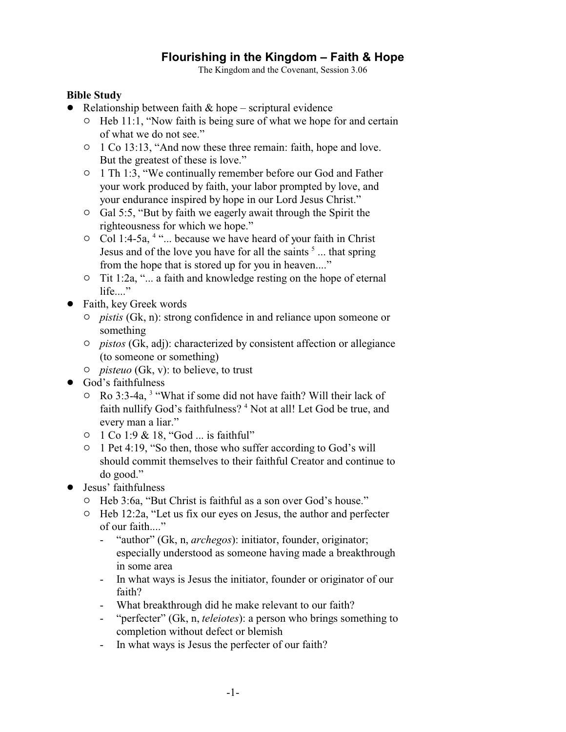# Flourishing in the Kingdom – Faith & Hope

The Kingdom and the Covenant, Session 3.06

## Bible Study

- Relationship between faith & hope – scriptural evidence
  - Heb 11:1, "Now faith is being sure of what we hope for and certain of what we do not see."
  - 1 Co 13:13, "And now these three remain: faith, hope and love. But the greatest of these is love."
  - 1 Th 1:3, "We continually remember before our God and Father your work produced by faith, your labor prompted by love, and your endurance inspired by hope in our Lord Jesus Christ."
  - Gal 5:5, "But by faith we eagerly await through the Spirit the righteousness for which we hope."
  - Col 1:4-5a, [4] "... because we have heard of your faith in Christ Jesus and of the love you have for all the saints [5] ... that spring from the hope that is stored up for you in heaven...."
  - Tit 1:2a, "... a faith and knowledge resting on the hope of eternal life...."
- Faith, key Greek words
  - *pistis* (Gk, n): strong confidence in and reliance upon someone or something
  - *pistos* (Gk, adj): characterized by consistent affection or allegiance (to someone or something)
  - *pisteuo* (Gk, v): to believe, to trust
- God's faithfulness
  - Ro 3:3-4a, [3] "What if some did not have faith? Will their lack of faith nullify God's faithfulness? [4] Not at all! Let God be true, and every man a liar."
  - 1 Co 1:9 & 18, "God ... is faithful"
  - 1 Pet 4:19, "So then, those who suffer according to God's will should commit themselves to their faithful Creator and continue to do good."
- Jesus' faithfulness
  - Heb 3:6a, "But Christ is faithful as a son over God's house."
  - Heb 12:2a, "Let us fix our eyes on Jesus, the author and perfecter of our faith...."
    - "author" (Gk, n, *archegos*): initiator, founder, originator; especially understood as someone having made a breakthrough in some area
    - In what ways is Jesus the initiator, founder or originator of our faith?
    - What breakthrough did he make relevant to our faith?
    - "perfecter" (Gk, n, *teleiotes*): a person who brings something to completion without defect or blemish
    - In what ways is Jesus the perfecter of our faith?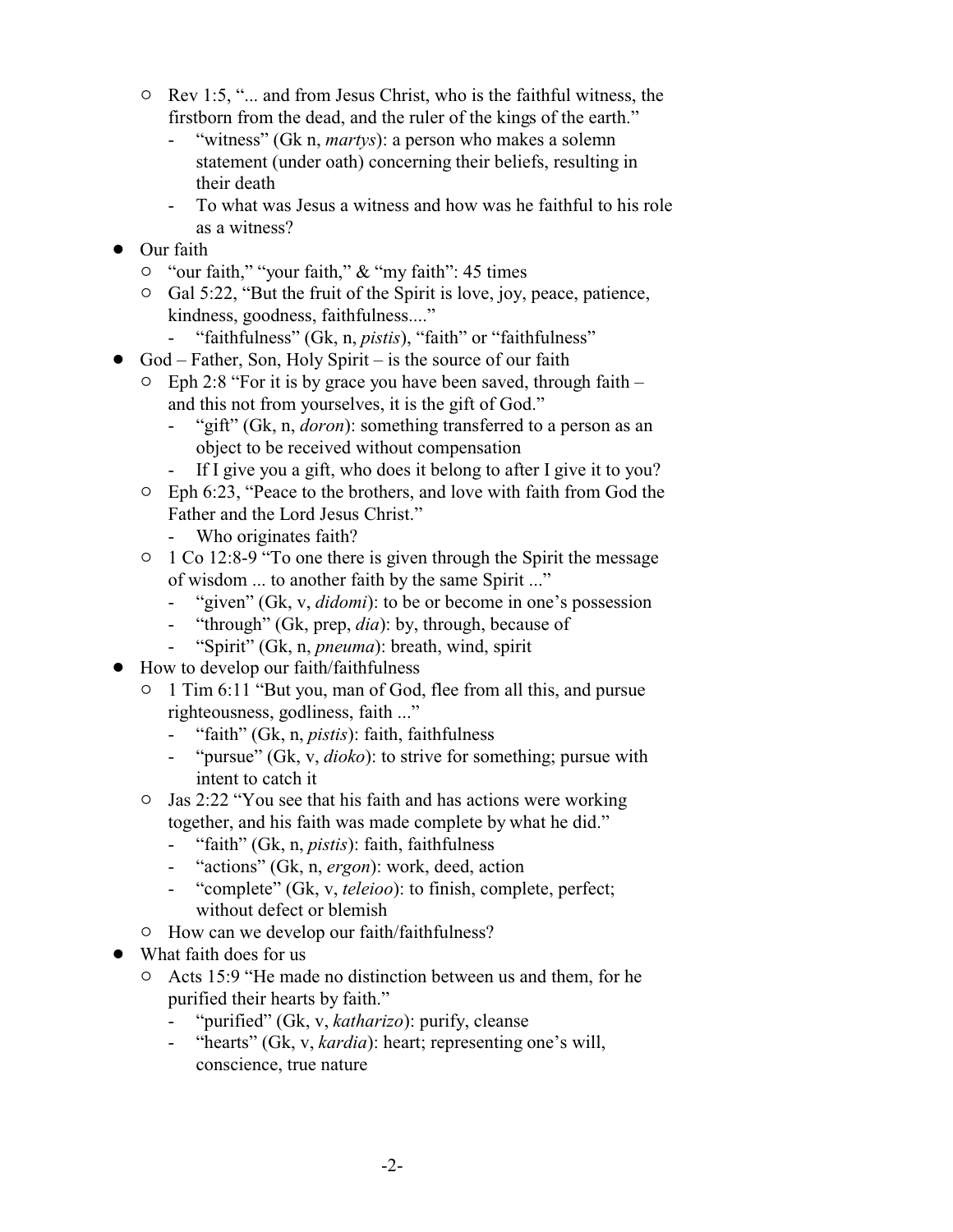- Rev 1:5, "... and from Jesus Christ, who is the faithful witness, the firstborn from the dead, and the ruler of the kings of the earth."
  - "witness" (Gk n, *martys*): a person who makes a solemn statement (under oath) concerning their beliefs, resulting in their death
  - To what was Jesus a witness and how was he faithful to his role as a witness?

- Our faith
  - "our faith," "your faith," & "my faith": 45 times
  - Gal 5:22, "But the fruit of the Spirit is love, joy, peace, patience, kindness, goodness, faithfulness...."
    - "faithfulness" (Gk, n, *pistis*), "faith" or "faithfulness"
- God – Father, Son, Holy Spirit – is the source of our faith
  - Eph 2:8 "For it is by grace you have been saved, through faith – and this not from yourselves, it is the gift of God."
    - "gift" (Gk, n, *doron*): something transferred to a person as an object to be received without compensation
    - If I give you a gift, who does it belong to after I give it to you?
  - Eph 6:23, "Peace to the brothers, and love with faith from God the Father and the Lord Jesus Christ."
    - Who originates faith?
  - 1 Co 12:8-9 "To one there is given through the Spirit the message of wisdom ... to another faith by the same Spirit ..."
    - "given" (Gk, v, *didomi*): to be or become in one's possession
    - "through" (Gk, prep, *dia*): by, through, because of
    - "Spirit" (Gk, n, *pneuma*): breath, wind, spirit
- How to develop our faith/faithfulness
  - 1 Tim 6:11 "But you, man of God, flee from all this, and pursue righteousness, godliness, faith ..."
    - "faith" (Gk, n, *pistis*): faith, faithfulness
    - "pursue" (Gk, v, *dioko*): to strive for something; pursue with intent to catch it
  - Jas 2:22 "You see that his faith and has actions were working together, and his faith was made complete by what he did."
    - "faith" (Gk, n, *pistis*): faith, faithfulness
    - "actions" (Gk, n, *ergon*): work, deed, action
    - "complete" (Gk, v, *teleioo*): to finish, complete, perfect; without defect or blemish
  - How can we develop our faith/faithfulness?
- What faith does for us
  - Acts 15:9 "He made no distinction between us and them, for he purified their hearts by faith."
    - "purified" (Gk, v, *katharizo*): purify, cleanse
    - "hearts" (Gk, v, *kardia*): heart; representing one's will, conscience, true nature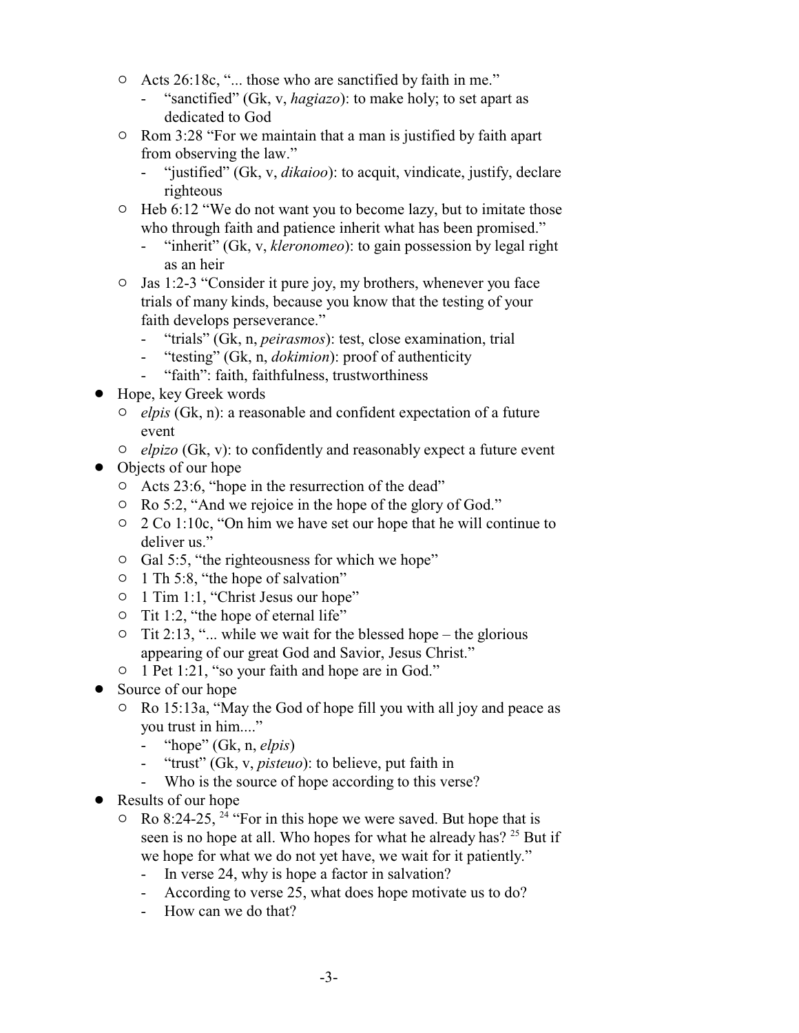- Acts 26:18c, "... those who are sanctified by faith in me."
  - "sanctified" (Gk, v, *hagiazo*): to make holy; to set apart as dedicated to God
- Rom 3:28 "For we maintain that a man is justified by faith apart from observing the law."
  - "justified" (Gk, v, *dikaioo*): to acquit, vindicate, justify, declare righteous
- Heb 6:12 "We do not want you to become lazy, but to imitate those who through faith and patience inherit what has been promised."
  - "inherit" (Gk, v, *kleronomeo*): to gain possession by legal right as an heir
- Jas 1:2-3 "Consider it pure joy, my brothers, whenever you face trials of many kinds, because you know that the testing of your faith develops perseverance."
  - "trials" (Gk, n, *peirasmos*): test, close examination, trial
  - "testing" (Gk, n, *dokimion*): proof of authenticity
  - "faith": faith, faithfulness, trustworthiness

- Hope, key Greek words
  - *elpis* (Gk, n): a reasonable and confident expectation of a future event
  - *elpizo* (Gk, v): to confidently and reasonably expect a future event
- Objects of our hope
  - Acts 23:6, "hope in the resurrection of the dead"
  - Ro 5:2, "And we rejoice in the hope of the glory of God."
  - 2 Co 1:10c, "On him we have set our hope that he will continue to deliver us."
  - Gal 5:5, "the righteousness for which we hope"
  - 1 Th 5:8, "the hope of salvation"
  - 1 Tim 1:1, "Christ Jesus our hope"
  - Tit 1:2, "the hope of eternal life"
  - Tit 2:13, "... while we wait for the blessed hope – the glorious appearing of our great God and Savior, Jesus Christ."
  - 1 Pet 1:21, "so your faith and hope are in God."
- Source of our hope
  - Ro 15:13a, "May the God of hope fill you with all joy and peace as you trust in him...."
    - "hope" (Gk, n, *elpis*)
    - "trust" (Gk, v, *pisteuo*): to believe, put faith in
    - Who is the source of hope according to this verse?
- Results of our hope
  - Ro 8:24-25, [24] "For in this hope we were saved. But hope that is seen is no hope at all. Who hopes for what he already has? [25] But if we hope for what we do not yet have, we wait for it patiently."
    - In verse 24, why is hope a factor in salvation?
    - According to verse 25, what does hope motivate us to do?
    - How can we do that?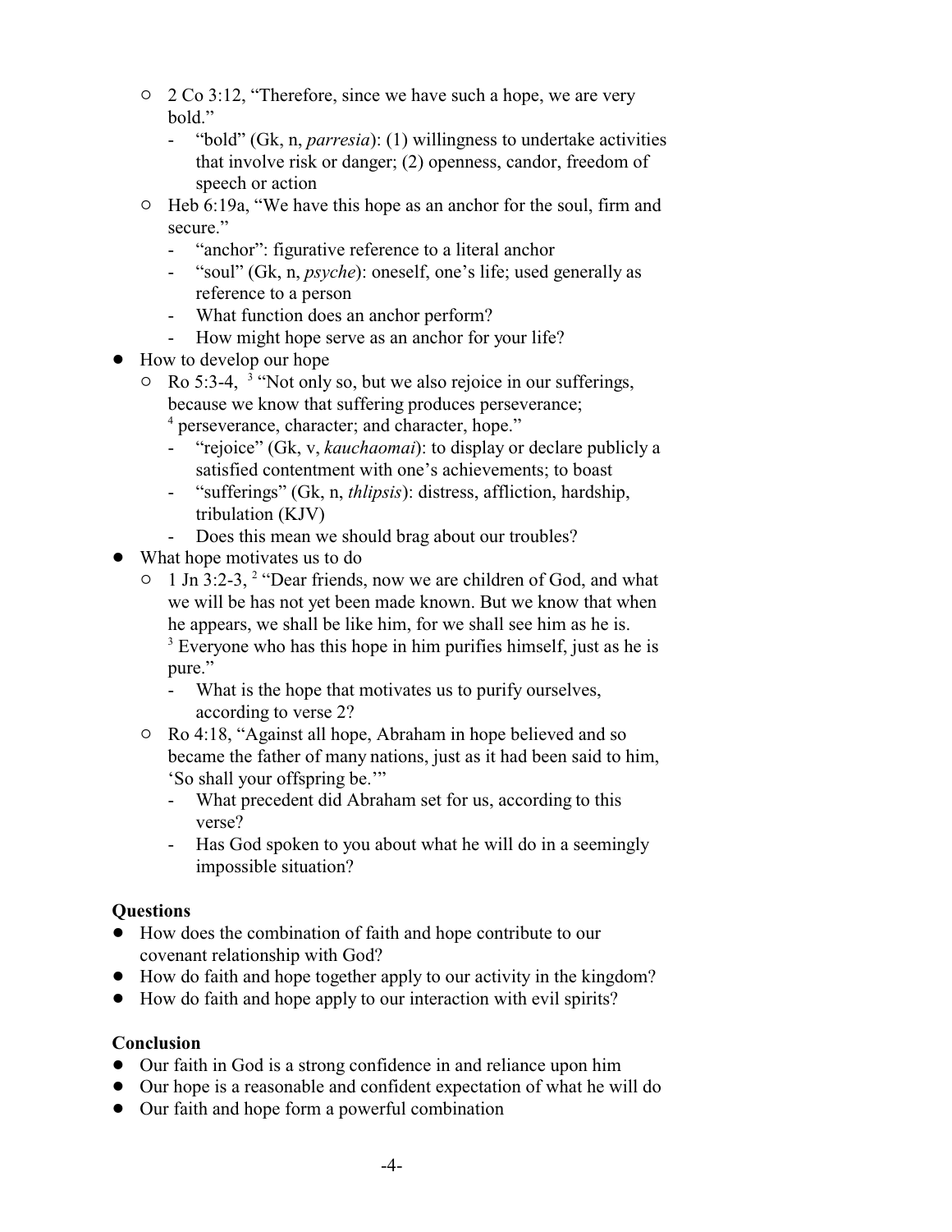- 2 Co 3:12, "Therefore, since we have such a hope, we are very bold."
  - "bold" (Gk, n, *parresia*): (1) willingness to undertake activities that involve risk or danger; (2) openness, candor, freedom of speech or action
- Heb 6:19a, "We have this hope as an anchor for the soul, firm and secure."
  - "anchor": figurative reference to a literal anchor
  - "soul" (Gk, n, *psyche*): oneself, one's life; used generally as reference to a person
  - What function does an anchor perform?
  - How might hope serve as an anchor for your life?

- How to develop our hope
  - Ro 5:3-4, [3] "Not only so, but we also rejoice in our sufferings, because we know that suffering produces perseverance; [4] perseverance, character; and character, hope."
    - "rejoice" (Gk, v, *kauchaomai*): to display or declare publicly a satisfied contentment with one's achievements; to boast
    - "sufferings" (Gk, n, *thlipsis*): distress, affliction, hardship, tribulation (KJV)
    - Does this mean we should brag about our troubles?
- What hope motivates us to do
  - 1 Jn 3:2-3, [2] "Dear friends, now we are children of God, and what we will be has not yet been made known. But we know that when he appears, we shall be like him, for we shall see him as he is. [3] Everyone who has this hope in him purifies himself, just as he is pure."
    - What is the hope that motivates us to purify ourselves, according to verse 2?
  - Ro 4:18, "Against all hope, Abraham in hope believed and so became the father of many nations, just as it had been said to him, 'So shall your offspring be.'"
    - What precedent did Abraham set for us, according to this verse?
    - Has God spoken to you about what he will do in a seemingly impossible situation?

**Questions**

- How does the combination of faith and hope contribute to our covenant relationship with God?
- How do faith and hope together apply to our activity in the kingdom?
- How do faith and hope apply to our interaction with evil spirits?

**Conclusion**

- Our faith in God is a strong confidence in and reliance upon him
- Our hope is a reasonable and confident expectation of what he will do
- Our faith and hope form a powerful combination